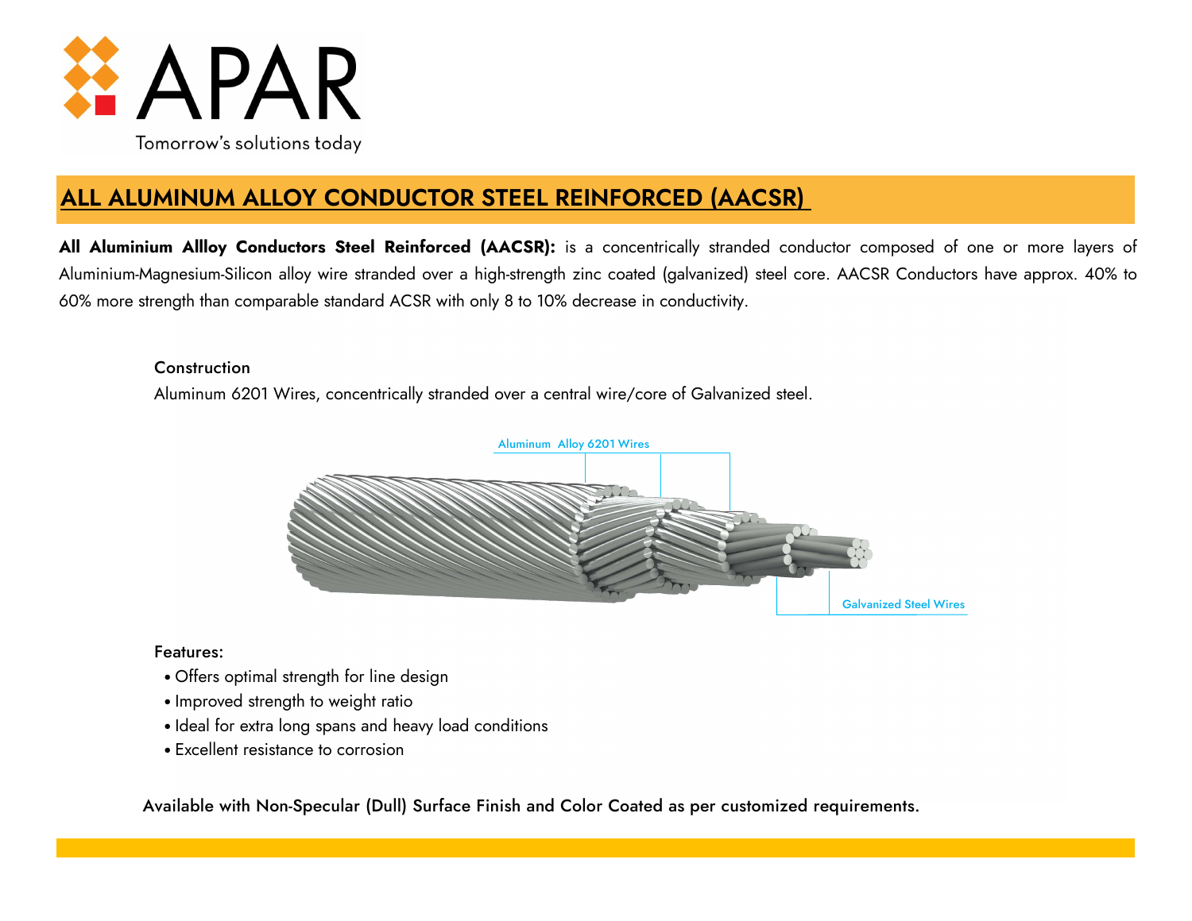# ALL ALUMINUM ALLOY CONDUCTOR STEEL REINFORCED (AACSR)

**All Aluminium Allloy Conductors Steel Reinforced (AACSR):** is a concentrically stranded conductor composed of one or more layers of Aluminium-Magnesium-Silicon alloy wire stranded over a high-strength zinc coated (galvanized) steel core. AACSR Conductors have approx. 40% to 60% more strength than comparable standard ACSR with only 8 to 10% decrease in conductivity.

Construction

Aluminum 6201 Wires, concentrically stranded over a central wire/core of Galvanized steel.

Aluminum Alloy 6201 Wires

Galvanized Steel Wires

Features:

- Offers optimal strength for line design
- Improved strength to weight ratio
- Ideal for extra long spans and heavy load conditions
- Excellent resistance to corrosion

Available with Non-Specular (Dull) Surface Finish and Color Coated as per customized requirements.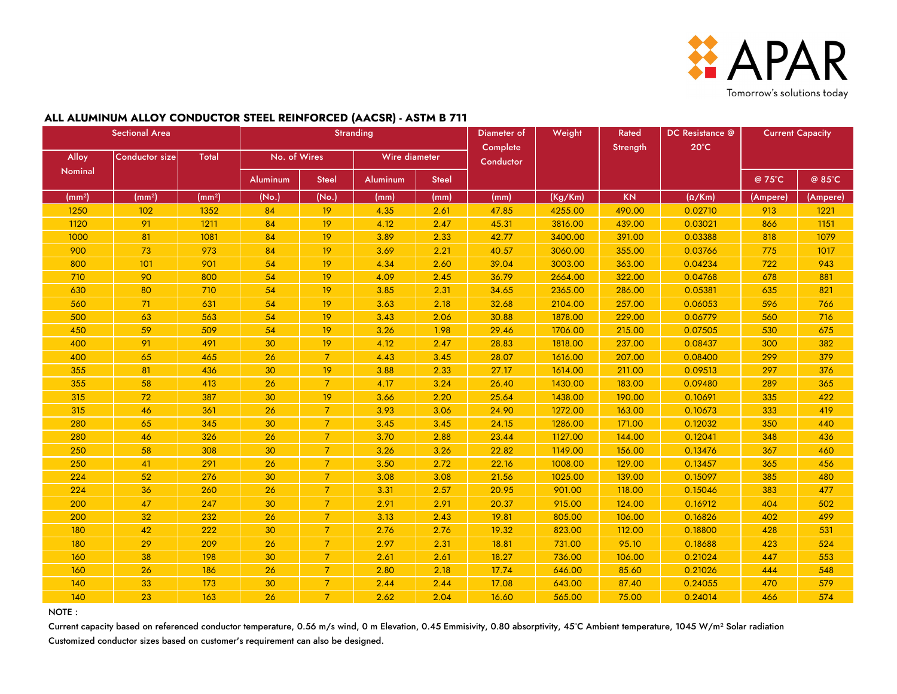APAR

Tomorrow's solutions today

## ALL ALUMINUM ALLOY CONDUCTOR STEEL REINFORCED (AACSR) - ASTM B 711

| Sectional Area | | | Stranding | | | | Diameter of Complete Conductor | Weight | Rated Strength | DC Resistance @ 20°C | Current Capacity | |
|---|---|---|---|---|---|---|---|---|---|---|---|---|
| Alloy Nominal | Conductor size | Total | No. of Wires | | Wire diameter | | | | | | | |
| | | | Aluminum | Steel | Aluminum | Steel | | | | | @ 75°C | @ 85°C |
| (mm²) | (mm²) | (mm²) | (No.) | (No.) | (mm) | (mm) | (mm) | (Kg/Km) | KN | (Ω/Km) | (Ampere) | (Ampere) |
| 1250 | 102 | 1352 | 84 | 19 | 4.35 | 2.61 | 47.85 | 4255.00 | 490.00 | 0.02710 | 913 | 1221 |
| 1120 | 91 | 1211 | 84 | 19 | 4.12 | 2.47 | 45.31 | 3816.00 | 439.00 | 0.03021 | 866 | 1151 |
| 1000 | 81 | 1081 | 84 | 19 | 3.89 | 2.33 | 42.77 | 3400.00 | 391.00 | 0.03388 | 818 | 1079 |
| 900 | 73 | 973 | 84 | 19 | 3.69 | 2.21 | 40.57 | 3060.00 | 355.00 | 0.03766 | 775 | 1017 |
| 800 | 101 | 901 | 54 | 19 | 4.34 | 2.60 | 39.04 | 3003.00 | 363.00 | 0.04234 | 722 | 943 |
| 710 | 90 | 800 | 54 | 19 | 4.09 | 2.45 | 36.79 | 2664.00 | 322.00 | 0.04768 | 678 | 881 |
| 630 | 80 | 710 | 54 | 19 | 3.85 | 2.31 | 34.65 | 2365.00 | 286.00 | 0.05381 | 635 | 821 |
| 560 | 71 | 631 | 54 | 19 | 3.63 | 2.18 | 32.68 | 2104.00 | 257.00 | 0.06053 | 596 | 766 |
| 500 | 63 | 563 | 54 | 19 | 3.43 | 2.06 | 30.88 | 1878.00 | 229.00 | 0.06779 | 560 | 716 |
| 450 | 59 | 509 | 54 | 19 | 3.26 | 1.98 | 29.46 | 1706.00 | 215.00 | 0.07505 | 530 | 675 |
| 400 | 91 | 491 | 30 | 19 | 4.12 | 2.47 | 28.83 | 1818.00 | 237.00 | 0.08437 | 300 | 382 |
| 400 | 65 | 465 | 26 | 7 | 4.43 | 3.45 | 28.07 | 1616.00 | 207.00 | 0.08400 | 299 | 379 |
| 355 | 81 | 436 | 30 | 19 | 3.88 | 2.33 | 27.17 | 1614.00 | 211.00 | 0.09513 | 297 | 376 |
| 355 | 58 | 413 | 26 | 7 | 4.17 | 3.24 | 26.40 | 1430.00 | 183.00 | 0.09480 | 289 | 365 |
| 315 | 72 | 387 | 30 | 19 | 3.66 | 2.20 | 25.64 | 1438.00 | 190.00 | 0.10691 | 335 | 422 |
| 315 | 46 | 361 | 26 | 7 | 3.93 | 3.06 | 24.90 | 1272.00 | 163.00 | 0.10673 | 333 | 419 |
| 280 | 65 | 345 | 30 | 7 | 3.45 | 3.45 | 24.15 | 1286.00 | 171.00 | 0.12032 | 350 | 440 |
| 280 | 46 | 326 | 26 | 7 | 3.70 | 2.88 | 23.44 | 1127.00 | 144.00 | 0.12041 | 348 | 436 |
| 250 | 58 | 308 | 30 | 7 | 3.26 | 3.26 | 22.82 | 1149.00 | 156.00 | 0.13476 | 367 | 460 |
| 250 | 41 | 291 | 26 | 7 | 3.50 | 2.72 | 22.16 | 1008.00 | 129.00 | 0.13457 | 365 | 456 |
| 224 | 52 | 276 | 30 | 7 | 3.08 | 3.08 | 21.56 | 1025.00 | 139.00 | 0.15097 | 385 | 480 |
| 224 | 36 | 260 | 26 | 7 | 3.31 | 2.57 | 20.95 | 901.00 | 118.00 | 0.15046 | 383 | 477 |
| 200 | 47 | 247 | 30 | 7 | 2.91 | 2.91 | 20.37 | 915.00 | 124.00 | 0.16912 | 404 | 502 |
| 200 | 32 | 232 | 26 | 7 | 3.13 | 2.43 | 19.81 | 805.00 | 106.00 | 0.16826 | 402 | 499 |
| 180 | 42 | 222 | 30 | 7 | 2.76 | 2.76 | 19.32 | 823.00 | 112.00 | 0.18800 | 428 | 531 |
| 180 | 29 | 209 | 26 | 7 | 2.97 | 2.31 | 18.81 | 731.00 | 95.10 | 0.18688 | 423 | 524 |
| 160 | 38 | 198 | 30 | 7 | 2.61 | 2.61 | 18.27 | 736.00 | 106.00 | 0.21024 | 447 | 553 |
| 160 | 26 | 186 | 26 | 7 | 2.80 | 2.18 | 17.74 | 646.00 | 85.60 | 0.21026 | 444 | 548 |
| 140 | 33 | 173 | 30 | 7 | 2.44 | 2.44 | 17.08 | 643.00 | 87.40 | 0.24055 | 470 | 579 |
| 140 | 23 | 163 | 26 | 7 | 2.62 | 2.04 | 16.60 | 565.00 | 75.00 | 0.24014 | 466 | 574 |

NOTE :

Current capacity based on referenced conductor temperature, 0.56 m/s wind, 0 m Elevation, 0.45 Emmisivity, 0.80 absorptivity, 45°C Ambient temperature, 1045 W/m² Solar radiation

Customized conductor sizes based on customer's requirement can also be designed.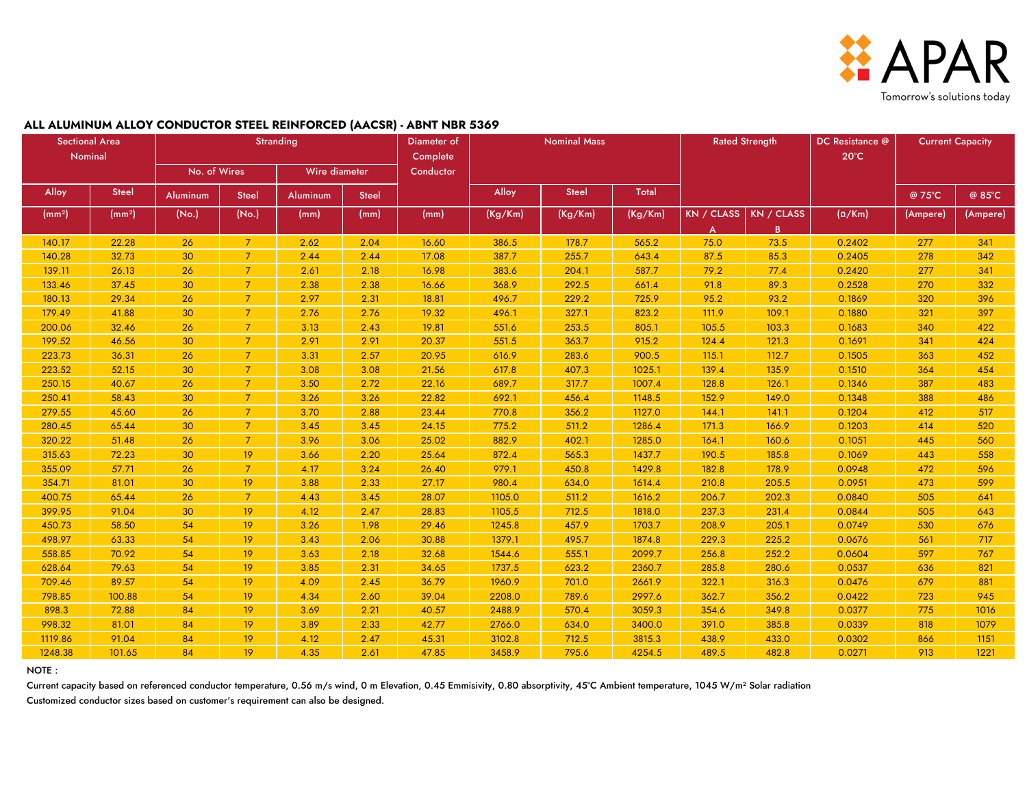## ALL ALUMINUM ALLOY CONDUCTOR STEEL REINFORCED (AACSR) - ABNT NBR 5369

| Sectional Area Nominal | | Stranding | | | | Diameter of Complete Conductor | Nominal Mass | | | Rated Strength | | DC Resistance @ 20°C | Current Capacity | |
|---|---|---|---|---|---|---|---|---|---|---|---|---|---|---|
| | | No. of Wires | | Wire diameter | | | | | | | | | | |
| Alloy | Steel | Aluminum | Steel | Aluminum | Steel | | Alloy | Steel | Total | | | | @ 75°C | @ 85°C |
| (mm²) | (mm²) | (No.) | (No.) | (mm) | (mm) | (mm) | (Kg/Km) | (Kg/Km) | (Kg/Km) | KN / CLASS A | KN / CLASS B | (Ω/Km) | (Ampere) | (Ampere) |
| 140.17 | 22.28 | 26 | 7 | 2.62 | 2.04 | 16.60 | 386.5 | 178.7 | 565.2 | 75.0 | 73.5 | 0.2402 | 277 | 341 |
| 140.28 | 32.73 | 30 | 7 | 2.44 | 2.44 | 17.08 | 387.7 | 255.7 | 643.4 | 87.5 | 85.3 | 0.2405 | 278 | 342 |
| 139.11 | 26.13 | 26 | 7 | 2.61 | 2.18 | 16.98 | 383.6 | 204.1 | 587.7 | 79.2 | 77.4 | 0.2420 | 277 | 341 |
| 133.46 | 37.45 | 30 | 7 | 2.38 | 2.38 | 16.66 | 368.9 | 292.5 | 661.4 | 91.8 | 89.3 | 0.2528 | 270 | 332 |
| 180.13 | 29.34 | 26 | 7 | 2.97 | 2.31 | 18.81 | 496.7 | 229.2 | 725.9 | 95.2 | 93.2 | 0.1869 | 320 | 396 |
| 179.49 | 41.88 | 30 | 7 | 2.76 | 2.76 | 19.32 | 496.1 | 327.1 | 823.2 | 111.9 | 109.1 | 0.1880 | 321 | 397 |
| 200.06 | 32.46 | 26 | 7 | 3.13 | 2.43 | 19.81 | 551.6 | 253.5 | 805.1 | 105.5 | 103.3 | 0.1683 | 340 | 422 |
| 199.52 | 46.56 | 30 | 7 | 2.91 | 2.91 | 20.37 | 551.5 | 363.7 | 915.2 | 124.4 | 121.3 | 0.1691 | 341 | 424 |
| 223.73 | 36.31 | 26 | 7 | 3.31 | 2.57 | 20.95 | 616.9 | 283.6 | 900.5 | 115.1 | 112.7 | 0.1505 | 363 | 452 |
| 223.52 | 52.15 | 30 | 7 | 3.08 | 3.08 | 21.56 | 617.8 | 407.3 | 1025.1 | 139.4 | 135.9 | 0.1510 | 364 | 454 |
| 250.15 | 40.67 | 26 | 7 | 3.50 | 2.72 | 22.16 | 689.7 | 317.7 | 1007.4 | 128.8 | 126.1 | 0.1346 | 387 | 483 |
| 250.41 | 58.43 | 30 | 7 | 3.26 | 3.26 | 22.82 | 692.1 | 456.4 | 1148.5 | 152.9 | 149.0 | 0.1348 | 388 | 486 |
| 279.55 | 45.60 | 26 | 7 | 3.70 | 2.88 | 23.44 | 770.8 | 356.2 | 1127.0 | 144.1 | 141.1 | 0.1204 | 412 | 517 |
| 280.45 | 65.44 | 30 | 7 | 3.45 | 3.45 | 24.15 | 775.2 | 511.2 | 1286.4 | 171.3 | 166.9 | 0.1203 | 414 | 520 |
| 320.22 | 51.48 | 26 | 7 | 3.96 | 3.06 | 25.02 | 882.9 | 402.1 | 1285.0 | 164.1 | 160.6 | 0.1051 | 445 | 560 |
| 315.63 | 72.23 | 30 | 19 | 3.66 | 2.20 | 25.64 | 872.4 | 565.3 | 1437.7 | 190.5 | 185.8 | 0.1069 | 443 | 558 |
| 355.09 | 57.71 | 26 | 7 | 4.17 | 3.24 | 26.40 | 979.1 | 450.8 | 1429.8 | 182.8 | 178.9 | 0.0948 | 472 | 596 |
| 354.71 | 81.01 | 30 | 19 | 3.88 | 2.33 | 27.17 | 980.4 | 634.0 | 1614.4 | 210.8 | 205.5 | 0.0951 | 473 | 599 |
| 400.75 | 65.44 | 26 | 7 | 4.43 | 3.45 | 28.07 | 1105.0 | 511.2 | 1616.2 | 206.7 | 202.3 | 0.0840 | 505 | 641 |
| 399.95 | 91.04 | 30 | 19 | 4.12 | 2.47 | 28.83 | 1105.5 | 712.5 | 1818.0 | 237.3 | 231.4 | 0.0844 | 505 | 643 |
| 450.73 | 58.50 | 54 | 19 | 3.26 | 1.98 | 29.46 | 1245.8 | 457.9 | 1703.7 | 208.9 | 205.1 | 0.0749 | 530 | 676 |
| 498.97 | 63.33 | 54 | 19 | 3.43 | 2.06 | 30.88 | 1379.1 | 495.7 | 1874.8 | 229.3 | 225.2 | 0.0676 | 561 | 717 |
| 558.85 | 70.92 | 54 | 19 | 3.63 | 2.18 | 32.68 | 1544.6 | 555.1 | 2099.7 | 256.8 | 252.2 | 0.0604 | 597 | 767 |
| 628.64 | 79.63 | 54 | 19 | 3.85 | 2.31 | 34.65 | 1737.5 | 623.2 | 2360.7 | 285.8 | 280.6 | 0.0537 | 636 | 821 |
| 709.46 | 89.57 | 54 | 19 | 4.09 | 2.45 | 36.79 | 1960.9 | 701.0 | 2661.9 | 322.1 | 316.3 | 0.0476 | 679 | 881 |
| 798.85 | 100.88 | 54 | 19 | 4.34 | 2.60 | 39.04 | 2208.0 | 789.6 | 2997.6 | 362.7 | 356.2 | 0.0422 | 723 | 945 |
| 898.3 | 72.88 | 84 | 19 | 3.69 | 2.21 | 40.57 | 2488.9 | 570.4 | 3059.3 | 354.6 | 349.8 | 0.0377 | 775 | 1016 |
| 998.32 | 81.01 | 84 | 19 | 3.89 | 2.33 | 42.77 | 2766.0 | 634.0 | 3400.0 | 391.0 | 385.8 | 0.0339 | 818 | 1079 |
| 1119.86 | 91.04 | 84 | 19 | 4.12 | 2.47 | 45.31 | 3102.8 | 712.5 | 3815.3 | 438.9 | 433.0 | 0.0302 | 866 | 1151 |
| 1248.38 | 101.65 | 84 | 19 | 4.35 | 2.61 | 47.85 | 3458.9 | 795.6 | 4254.5 | 489.5 | 482.8 | 0.0271 | 913 | 1221 |

NOTE :

Current capacity based on referenced conductor temperature, 0.56 m/s wind, 0 m Elevation, 0.45 Emmisivity, 0.80 absorptivity, 45°C Ambient temperature, 1045 W/m² Solar radiation

Customized conductor sizes based on customer's requirement can also be designed.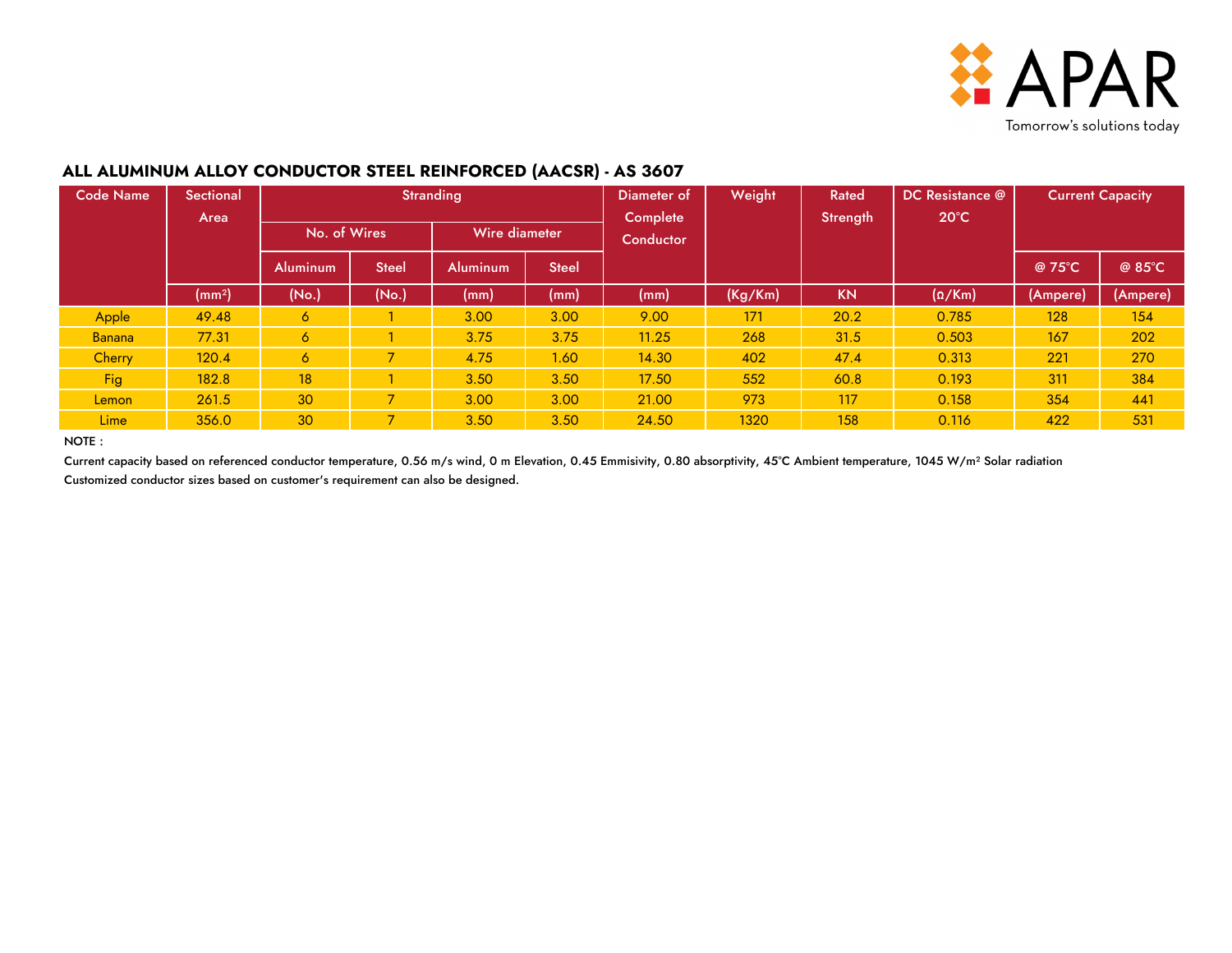## ALL ALUMINUM ALLOY CONDUCTOR STEEL REINFORCED (AACSR) - AS 3607

| Code Name | Sectional Area | Stranding | | | | Diameter of Complete Conductor | Weight | Rated Strength | DC Resistance @ 20°C | Current Capacity | |
|---|---|---|---|---|---|---|---|---|---|---|---|
| | | No. of Wires | | Wire diameter | | | | | | | |
| | | Aluminum | Steel | Aluminum | Steel | | | | | @ 75°C | @ 85°C |
| | ($mm^2$) | (No.) | (No.) | (mm) | (mm) | (mm) | (Kg/Km) | KN | (Ω/Km) | (Ampere) | (Ampere) |
| Apple | 49.48 | 6 | 1 | 3.00 | 3.00 | 9.00 | 171 | 20.2 | 0.785 | 128 | 154 |
| Banana | 77.31 | 6 | 1 | 3.75 | 3.75 | 11.25 | 268 | 31.5 | 0.503 | 167 | 202 |
| Cherry | 120.4 | 6 | 7 | 4.75 | 1.60 | 14.30 | 402 | 47.4 | 0.313 | 221 | 270 |
| Fig | 182.8 | 18 | 1 | 3.50 | 3.50 | 17.50 | 552 | 60.8 | 0.193 | 311 | 384 |
| Lemon | 261.5 | 30 | 7 | 3.00 | 3.00 | 21.00 | 973 | 117 | 0.158 | 354 | 441 |
| Lime | 356.0 | 30 | 7 | 3.50 | 3.50 | 24.50 | 1320 | 158 | 0.116 | 422 | 531 |

NOTE :

Current capacity based on referenced conductor temperature, 0.56 m/s wind, 0 m Elevation, 0.45 Emmisivity, 0.80 absorptivity, 45°C Ambient temperature, 1045 W/$m^2$ Solar radiation

Customized conductor sizes based on customer's requirement can also be designed.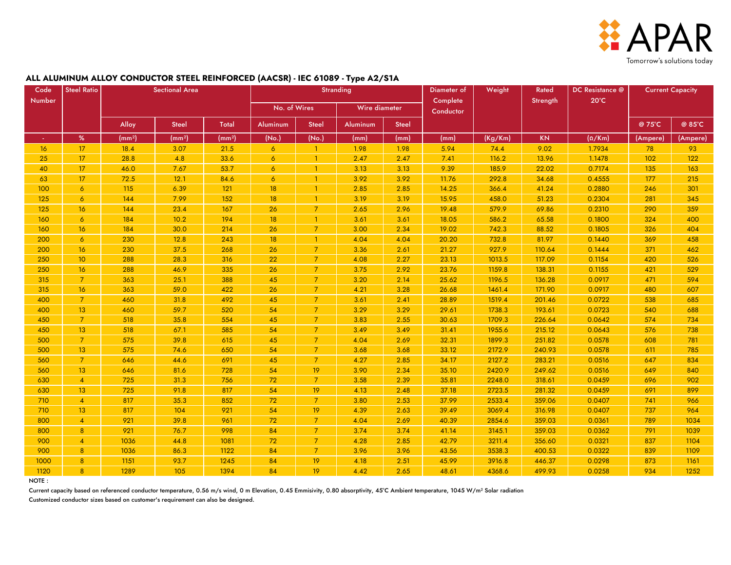## ALL ALUMINUM ALLOY CONDUCTOR STEEL REINFORCED (AACSR) - IEC 61089 - Type A2/S1A

| Code Number | Steel Ratio | Sectional Area | | | Stranding | | | | Diameter of Complete Conductor | Weight | Rated Strength | DC Resistance @ 20°C | Current Capacity | |
|---|---|---|---|---|---|---|---|---|---|---|---|---|---|---|
| | | | | | No. of Wires | | Wire diameter | | | | | | | |
| | | Alloy | Steel | Total | Aluminum | Steel | Aluminum | Steel | | | | | @ 75°C | @ 85°C |
| - | % | (mm²) | (mm²) | (mm²) | (No.) | (No.) | (mm) | (mm) | (mm) | (Kg/Km) | KN | (Ω/Km) | (Ampere) | (Ampere) |
| 16 | 17 | 18.4 | 3.07 | 21.5 | 6 | 1 | 1.98 | 1.98 | 5.94 | 74.4 | 9.02 | 1.7934 | 78 | 93 |
| 25 | 17 | 28.8 | 4.8 | 33.6 | 6 | 1 | 2.47 | 2.47 | 7.41 | 116.2 | 13.96 | 1.1478 | 102 | 122 |
| 40 | 17 | 46.0 | 7.67 | 53.7 | 6 | 1 | 3.13 | 3.13 | 9.39 | 185.9 | 22.02 | 0.7174 | 135 | 163 |
| 63 | 17 | 72.5 | 12.1 | 84.6 | 6 | 1 | 3.92 | 3.92 | 11.76 | 292.8 | 34.68 | 0.4555 | 177 | 215 |
| 100 | 6 | 115 | 6.39 | 121 | 18 | 1 | 2.85 | 2.85 | 14.25 | 366.4 | 41.24 | 0.2880 | 246 | 301 |
| 125 | 6 | 144 | 7.99 | 152 | 18 | 1 | 3.19 | 3.19 | 15.95 | 458.0 | 51.23 | 0.2304 | 281 | 345 |
| 125 | 16 | 144 | 23.4 | 167 | 26 | 7 | 2.65 | 2.96 | 19.48 | 579.9 | 69.86 | 0.2310 | 290 | 359 |
| 160 | 6 | 184 | 10.2 | 194 | 18 | 1 | 3.61 | 3.61 | 18.05 | 586.2 | 65.58 | 0.1800 | 324 | 400 |
| 160 | 16 | 184 | 30.0 | 214 | 26 | 7 | 3.00 | 2.34 | 19.02 | 742.3 | 88.52 | 0.1805 | 326 | 404 |
| 200 | 6 | 230 | 12.8 | 243 | 18 | 1 | 4.04 | 4.04 | 20.20 | 732.8 | 81.97 | 0.1440 | 369 | 458 |
| 200 | 16 | 230 | 37.5 | 268 | 26 | 7 | 3.36 | 2.61 | 21.27 | 927.9 | 110.64 | 0.1444 | 371 | 462 |
| 250 | 10 | 288 | 28.3 | 316 | 22 | 7 | 4.08 | 2.27 | 23.13 | 1013.5 | 117.09 | 0.1154 | 420 | 526 |
| 250 | 16 | 288 | 46.9 | 335 | 26 | 7 | 3.75 | 2.92 | 23.76 | 1159.8 | 138.31 | 0.1155 | 421 | 529 |
| 315 | 7 | 363 | 25.1 | 388 | 45 | 7 | 3.20 | 2.14 | 25.62 | 1196.5 | 136.28 | 0.0917 | 471 | 594 |
| 315 | 16 | 363 | 59.0 | 422 | 26 | 7 | 4.21 | 3.28 | 26.68 | 1461.4 | 171.90 | 0.0917 | 480 | 607 |
| 400 | 7 | 460 | 31.8 | 492 | 45 | 7 | 3.61 | 2.41 | 28.89 | 1519.4 | 201.46 | 0.0722 | 538 | 685 |
| 400 | 13 | 460 | 59.7 | 520 | 54 | 7 | 3.29 | 3.29 | 29.61 | 1738.3 | 193.61 | 0.0723 | 540 | 688 |
| 450 | 7 | 518 | 35.8 | 554 | 45 | 7 | 3.83 | 2.55 | 30.63 | 1709.3 | 226.64 | 0.0642 | 574 | 734 |
| 450 | 13 | 518 | 67.1 | 585 | 54 | 7 | 3.49 | 3.49 | 31.41 | 1955.6 | 215.12 | 0.0643 | 576 | 738 |
| 500 | 7 | 575 | 39.8 | 615 | 45 | 7 | 4.04 | 2.69 | 32.31 | 1899.3 | 251.82 | 0.0578 | 608 | 781 |
| 500 | 13 | 575 | 74.6 | 650 | 54 | 7 | 3.68 | 3.68 | 33.12 | 2172.9 | 240.93 | 0.0578 | 611 | 785 |
| 560 | 7 | 646 | 44.6 | 691 | 45 | 7 | 4.27 | 2.85 | 34.17 | 2127.2 | 283.21 | 0.0516 | 647 | 834 |
| 560 | 13 | 646 | 81.6 | 728 | 54 | 19 | 3.90 | 2.34 | 35.10 | 2420.9 | 249.62 | 0.0516 | 649 | 840 |
| 630 | 4 | 725 | 31.3 | 756 | 72 | 7 | 3.58 | 2.39 | 35.81 | 2248.0 | 318.61 | 0.0459 | 696 | 902 |
| 630 | 13 | 725 | 91.8 | 817 | 54 | 19 | 4.13 | 2.48 | 37.18 | 2723.5 | 281.32 | 0.0459 | 691 | 899 |
| 710 | 4 | 817 | 35.3 | 852 | 72 | 7 | 3.80 | 2.53 | 37.99 | 2533.4 | 359.06 | 0.0407 | 741 | 966 |
| 710 | 13 | 817 | 104 | 921 | 54 | 19 | 4.39 | 2.63 | 39.49 | 3069.4 | 316.98 | 0.0407 | 737 | 964 |
| 800 | 4 | 921 | 39.8 | 961 | 72 | 7 | 4.04 | 2.69 | 40.39 | 2854.6 | 359.03 | 0.0361 | 789 | 1034 |
| 800 | 8 | 921 | 76.7 | 998 | 84 | 7 | 3.74 | 3.74 | 41.14 | 3145.1 | 359.03 | 0.0362 | 791 | 1039 |
| 900 | 4 | 1036 | 44.8 | 1081 | 72 | 7 | 4.28 | 2.85 | 42.79 | 3211.4 | 356.60 | 0.0321 | 837 | 1104 |
| 900 | 8 | 1036 | 86.3 | 1122 | 84 | 7 | 3.96 | 3.96 | 43.56 | 3538.3 | 400.53 | 0.0322 | 839 | 1109 |
| 1000 | 8 | 1151 | 93.7 | 1245 | 84 | 19 | 4.18 | 2.51 | 45.99 | 3916.8 | 446.37 | 0.0298 | 873 | 1161 |
| 1120 | 8 | 1289 | 105 | 1394 | 84 | 19 | 4.42 | 2.65 | 48.61 | 4368.6 | 499.93 | 0.0258 | 934 | 1252 |

NOTE :

Current capacity based on referenced conductor temperature, 0.56 m/s wind, 0 m Elevation, 0.45 Emmisivity, 0.80 absorptivity, 45°C Ambient temperature, 1045 W/m² Solar radiation

Customized conductor sizes based on customer's requirement can also be designed.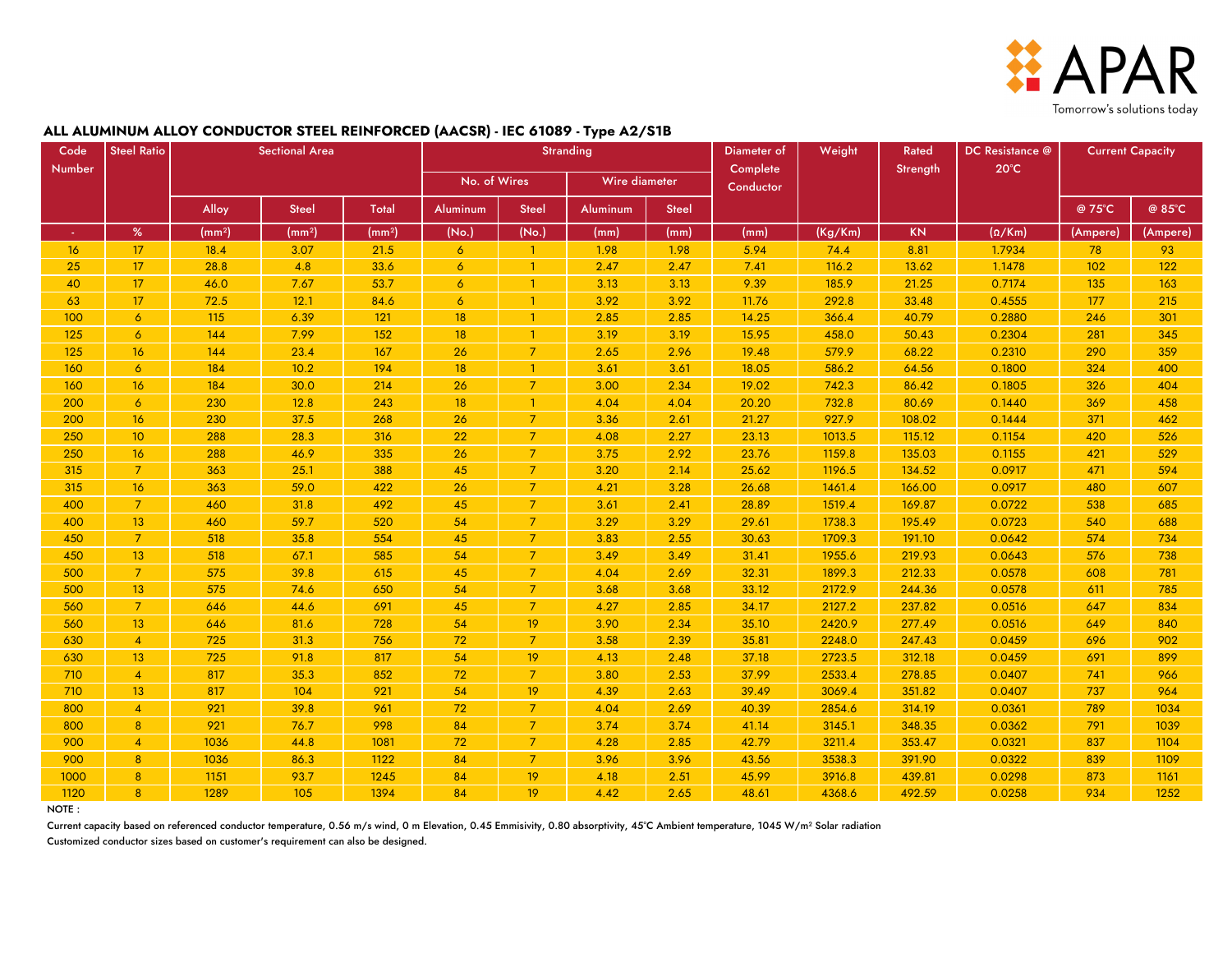## ALL ALUMINUM ALLOY CONDUCTOR STEEL REINFORCED (AACSR) - IEC 61089 - Type A2/S1B

| Code Number | Steel Ratio | Sectional Area | | | Stranding | | | | Diameter of Complete Conductor | Weight | Rated Strength | DC Resistance @ 20°C | Current Capacity | |
|---|---|---|---|---|---|---|---|---|---|---|---|---|---|---|
| | | | | | No. of Wires | | Wire diameter | | | | | | | |
| | | Alloy | Steel | Total | Aluminum | Steel | Aluminum | Steel | | | | | @ 75°C | @ 85°C |
| - | % | (mm²) | (mm²) | (mm²) | (No.) | (No.) | (mm) | (mm) | (mm) | (Kg/Km) | KN | (Ω/Km) | (Ampere) | (Ampere) |
| 16 | 17 | 18.4 | 3.07 | 21.5 | 6 | 1 | 1.98 | 1.98 | 5.94 | 74.4 | 8.81 | 1.7934 | 78 | 93 |
| 25 | 17 | 28.8 | 4.8 | 33.6 | 6 | 1 | 2.47 | 2.47 | 7.41 | 116.2 | 13.62 | 1.1478 | 102 | 122 |
| 40 | 17 | 46.0 | 7.67 | 53.7 | 6 | 1 | 3.13 | 3.13 | 9.39 | 185.9 | 21.25 | 0.7174 | 135 | 163 |
| 63 | 17 | 72.5 | 12.1 | 84.6 | 6 | 1 | 3.92 | 3.92 | 11.76 | 292.8 | 33.48 | 0.4555 | 177 | 215 |
| 100 | 6 | 115 | 6.39 | 121 | 18 | 1 | 2.85 | 2.85 | 14.25 | 366.4 | 40.79 | 0.2880 | 246 | 301 |
| 125 | 6 | 144 | 7.99 | 152 | 18 | 1 | 3.19 | 3.19 | 15.95 | 458.0 | 50.43 | 0.2304 | 281 | 345 |
| 125 | 16 | 144 | 23.4 | 167 | 26 | 7 | 2.65 | 2.96 | 19.48 | 579.9 | 68.22 | 0.2310 | 290 | 359 |
| 160 | 6 | 184 | 10.2 | 194 | 18 | 1 | 3.61 | 3.61 | 18.05 | 586.2 | 64.56 | 0.1800 | 324 | 400 |
| 160 | 16 | 184 | 30.0 | 214 | 26 | 7 | 3.00 | 2.34 | 19.02 | 742.3 | 86.42 | 0.1805 | 326 | 404 |
| 200 | 6 | 230 | 12.8 | 243 | 18 | 1 | 4.04 | 4.04 | 20.20 | 732.8 | 80.69 | 0.1440 | 369 | 458 |
| 200 | 16 | 230 | 37.5 | 268 | 26 | 7 | 3.36 | 2.61 | 21.27 | 927.9 | 108.02 | 0.1444 | 371 | 462 |
| 250 | 10 | 288 | 28.3 | 316 | 22 | 7 | 4.08 | 2.27 | 23.13 | 1013.5 | 115.12 | 0.1154 | 420 | 526 |
| 250 | 16 | 288 | 46.9 | 335 | 26 | 7 | 3.75 | 2.92 | 23.76 | 1159.8 | 135.03 | 0.1155 | 421 | 529 |
| 315 | 7 | 363 | 25.1 | 388 | 45 | 7 | 3.20 | 2.14 | 25.62 | 1196.5 | 134.52 | 0.0917 | 471 | 594 |
| 315 | 16 | 363 | 59.0 | 422 | 26 | 7 | 4.21 | 3.28 | 26.68 | 1461.4 | 166.00 | 0.0917 | 480 | 607 |
| 400 | 7 | 460 | 31.8 | 492 | 45 | 7 | 3.61 | 2.41 | 28.89 | 1519.4 | 169.87 | 0.0722 | 538 | 685 |
| 400 | 13 | 460 | 59.7 | 520 | 54 | 7 | 3.29 | 3.29 | 29.61 | 1738.3 | 195.49 | 0.0723 | 540 | 688 |
| 450 | 7 | 518 | 35.8 | 554 | 45 | 7 | 3.83 | 2.55 | 30.63 | 1709.3 | 191.10 | 0.0642 | 574 | 734 |
| 450 | 13 | 518 | 67.1 | 585 | 54 | 7 | 3.49 | 3.49 | 31.41 | 1955.6 | 219.93 | 0.0643 | 576 | 738 |
| 500 | 7 | 575 | 39.8 | 615 | 45 | 7 | 4.04 | 2.69 | 32.31 | 1899.3 | 212.33 | 0.0578 | 608 | 781 |
| 500 | 13 | 575 | 74.6 | 650 | 54 | 7 | 3.68 | 3.68 | 33.12 | 2172.9 | 244.36 | 0.0578 | 611 | 785 |
| 560 | 7 | 646 | 44.6 | 691 | 45 | 7 | 4.27 | 2.85 | 34.17 | 2127.2 | 237.82 | 0.0516 | 647 | 834 |
| 560 | 13 | 646 | 81.6 | 728 | 54 | 19 | 3.90 | 2.34 | 35.10 | 2420.9 | 277.49 | 0.0516 | 649 | 840 |
| 630 | 4 | 725 | 31.3 | 756 | 72 | 7 | 3.58 | 2.39 | 35.81 | 2248.0 | 247.43 | 0.0459 | 696 | 902 |
| 630 | 13 | 725 | 91.8 | 817 | 54 | 19 | 4.13 | 2.48 | 37.18 | 2723.5 | 312.18 | 0.0459 | 691 | 899 |
| 710 | 4 | 817 | 35.3 | 852 | 72 | 7 | 3.80 | 2.53 | 37.99 | 2533.4 | 278.85 | 0.0407 | 741 | 966 |
| 710 | 13 | 817 | 104 | 921 | 54 | 19 | 4.39 | 2.63 | 39.49 | 3069.4 | 351.82 | 0.0407 | 737 | 964 |
| 800 | 4 | 921 | 39.8 | 961 | 72 | 7 | 4.04 | 2.69 | 40.39 | 2854.6 | 314.19 | 0.0361 | 789 | 1034 |
| 800 | 8 | 921 | 76.7 | 998 | 84 | 7 | 3.74 | 3.74 | 41.14 | 3145.1 | 348.35 | 0.0362 | 791 | 1039 |
| 900 | 4 | 1036 | 44.8 | 1081 | 72 | 7 | 4.28 | 2.85 | 42.79 | 3211.4 | 353.47 | 0.0321 | 837 | 1104 |
| 900 | 8 | 1036 | 86.3 | 1122 | 84 | 7 | 3.96 | 3.96 | 43.56 | 3538.3 | 391.90 | 0.0322 | 839 | 1109 |
| 1000 | 8 | 1151 | 93.7 | 1245 | 84 | 19 | 4.18 | 2.51 | 45.99 | 3916.8 | 439.81 | 0.0298 | 873 | 1161 |
| 1120 | 8 | 1289 | 105 | 1394 | 84 | 19 | 4.42 | 2.65 | 48.61 | 4368.6 | 492.59 | 0.0258 | 934 | 1252 |

NOTE :

Current capacity based on referenced conductor temperature, 0.56 m/s wind, 0 m Elevation, 0.45 Emmisivity, 0.80 absorptivity, 45°C Ambient temperature, 1045 W/m² Solar radiation

Customized conductor sizes based on customer's requirement can also be designed.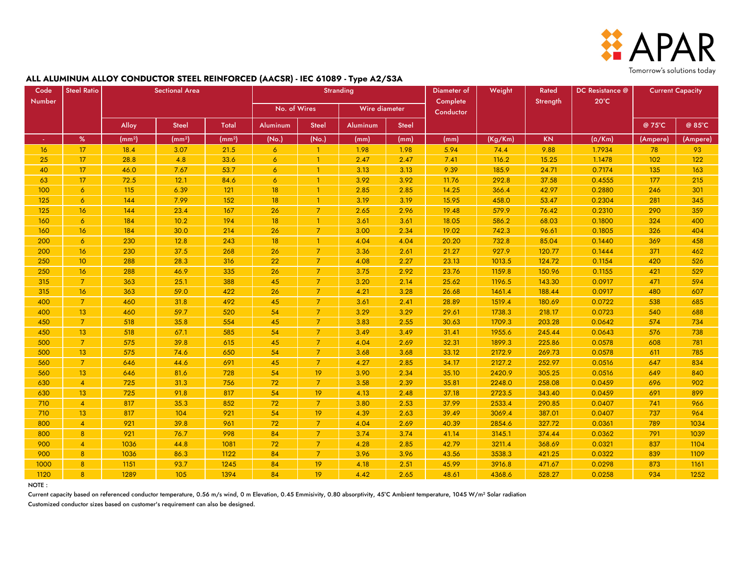APAR

Tomorrow's solutions today

## ALL ALUMINUM ALLOY CONDUCTOR STEEL REINFORCED (AACSR) - IEC 61089 - Type A2/S3A

| Code Number | Steel Ratio | Sectional Area | | | Stranding | | | | Diameter of Complete Conductor | Weight | Rated Strength | DC Resistance @ 20°C | Current Capacity | |
|---|---|---|---|---|---|---|---|---|---|---|---|---|---|---|
| | | | | | No. of Wires | | Wire diameter | | | | | | | |
| | | Alloy | Steel | Total | Aluminum | Steel | Aluminum | Steel | | | | | @ 75°C | @ 85°C |
| - | % | (mm²) | (mm²) | (mm²) | (No.) | (No.) | (mm) | (mm) | (mm) | (Kg/Km) | KN | (Ω/Km) | (Ampere) | (Ampere) |
| 16 | 17 | 18.4 | 3.07 | 21.5 | 6 | 1 | 1.98 | 1.98 | 5.94 | 74.4 | 9.88 | 1.7934 | 78 | 93 |
| 25 | 17 | 28.8 | 4.8 | 33.6 | 6 | 1 | 2.47 | 2.47 | 7.41 | 116.2 | 15.25 | 1.1478 | 102 | 122 |
| 40 | 17 | 46.0 | 7.67 | 53.7 | 6 | 1 | 3.13 | 3.13 | 9.39 | 185.9 | 24.71 | 0.7174 | 135 | 163 |
| 63 | 17 | 72.5 | 12.1 | 84.6 | 6 | 1 | 3.92 | 3.92 | 11.76 | 292.8 | 37.58 | 0.4555 | 177 | 215 |
| 100 | 6 | 115 | 6.39 | 121 | 18 | 1 | 2.85 | 2.85 | 14.25 | 366.4 | 42.97 | 0.2880 | 246 | 301 |
| 125 | 6 | 144 | 7.99 | 152 | 18 | 1 | 3.19 | 3.19 | 15.95 | 458.0 | 53.47 | 0.2304 | 281 | 345 |
| 125 | 16 | 144 | 23.4 | 167 | 26 | 7 | 2.65 | 2.96 | 19.48 | 579.9 | 76.42 | 0.2310 | 290 | 359 |
| 160 | 6 | 184 | 10.2 | 194 | 18 | 1 | 3.61 | 3.61 | 18.05 | 586.2 | 68.03 | 0.1800 | 324 | 400 |
| 160 | 16 | 184 | 30.0 | 214 | 26 | 7 | 3.00 | 2.34 | 19.02 | 742.3 | 96.61 | 0.1805 | 326 | 404 |
| 200 | 6 | 230 | 12.8 | 243 | 18 | 1 | 4.04 | 4.04 | 20.20 | 732.8 | 85.04 | 0.1440 | 369 | 458 |
| 200 | 16 | 230 | 37.5 | 268 | 26 | 7 | 3.36 | 2.61 | 21.27 | 927.9 | 120.77 | 0.1444 | 371 | 462 |
| 250 | 10 | 288 | 28.3 | 316 | 22 | 7 | 4.08 | 2.27 | 23.13 | 1013.5 | 124.72 | 0.1154 | 420 | 526 |
| 250 | 16 | 288 | 46.9 | 335 | 26 | 7 | 3.75 | 2.92 | 23.76 | 1159.8 | 150.96 | 0.1155 | 421 | 529 |
| 315 | 7 | 363 | 25.1 | 388 | 45 | 7 | 3.20 | 2.14 | 25.62 | 1196.5 | 143.30 | 0.0917 | 471 | 594 |
| 315 | 16 | 363 | 59.0 | 422 | 26 | 7 | 4.21 | 3.28 | 26.68 | 1461.4 | 188.44 | 0.0917 | 480 | 607 |
| 400 | 7 | 460 | 31.8 | 492 | 45 | 7 | 3.61 | 2.41 | 28.89 | 1519.4 | 180.69 | 0.0722 | 538 | 685 |
| 400 | 13 | 460 | 59.7 | 520 | 54 | 7 | 3.29 | 3.29 | 29.61 | 1738.3 | 218.17 | 0.0723 | 540 | 688 |
| 450 | 7 | 518 | 35.8 | 554 | 45 | 7 | 3.83 | 2.55 | 30.63 | 1709.3 | 203.28 | 0.0642 | 574 | 734 |
| 450 | 13 | 518 | 67.1 | 585 | 54 | 7 | 3.49 | 3.49 | 31.41 | 1955.6 | 245.44 | 0.0643 | 576 | 738 |
| 500 | 7 | 575 | 39.8 | 615 | 45 | 7 | 4.04 | 2.69 | 32.31 | 1899.3 | 225.86 | 0.0578 | 608 | 781 |
| 500 | 13 | 575 | 74.6 | 650 | 54 | 7 | 3.68 | 3.68 | 33.12 | 2172.9 | 269.73 | 0.0578 | 611 | 785 |
| 560 | 7 | 646 | 44.6 | 691 | 45 | 7 | 4.27 | 2.85 | 34.17 | 2127.2 | 252.97 | 0.0516 | 647 | 834 |
| 560 | 13 | 646 | 81.6 | 728 | 54 | 19 | 3.90 | 2.34 | 35.10 | 2420.9 | 305.25 | 0.0516 | 649 | 840 |
| 630 | 4 | 725 | 31.3 | 756 | 72 | 7 | 3.58 | 2.39 | 35.81 | 2248.0 | 258.08 | 0.0459 | 696 | 902 |
| 630 | 13 | 725 | 91.8 | 817 | 54 | 19 | 4.13 | 2.48 | 37.18 | 2723.5 | 343.40 | 0.0459 | 691 | 899 |
| 710 | 4 | 817 | 35.3 | 852 | 72 | 7 | 3.80 | 2.53 | 37.99 | 2533.4 | 290.85 | 0.0407 | 741 | 966 |
| 710 | 13 | 817 | 104 | 921 | 54 | 19 | 4.39 | 2.63 | 39.49 | 3069.4 | 387.01 | 0.0407 | 737 | 964 |
| 800 | 4 | 921 | 39.8 | 961 | 72 | 7 | 4.04 | 2.69 | 40.39 | 2854.6 | 327.72 | 0.0361 | 789 | 1034 |
| 800 | 8 | 921 | 76.7 | 998 | 84 | 7 | 3.74 | 3.74 | 41.14 | 3145.1 | 374.44 | 0.0362 | 791 | 1039 |
| 900 | 4 | 1036 | 44.8 | 1081 | 72 | 7 | 4.28 | 2.85 | 42.79 | 3211.4 | 368.69 | 0.0321 | 837 | 1104 |
| 900 | 8 | 1036 | 86.3 | 1122 | 84 | 7 | 3.96 | 3.96 | 43.56 | 3538.3 | 421.25 | 0.0322 | 839 | 1109 |
| 1000 | 8 | 1151 | 93.7 | 1245 | 84 | 19 | 4.18 | 2.51 | 45.99 | 3916.8 | 471.67 | 0.0298 | 873 | 1161 |
| 1120 | 8 | 1289 | 105 | 1394 | 84 | 19 | 4.42 | 2.65 | 48.61 | 4368.6 | 528.27 | 0.0258 | 934 | 1252 |

NOTE :

Current capacity based on referenced conductor temperature, 0.56 m/s wind, 0 m Elevation, 0.45 Emmisivity, 0.80 absorptivity, 45°C Ambient temperature, 1045 W/m² Solar radiation

Customized conductor sizes based on customer's requirement can also be designed.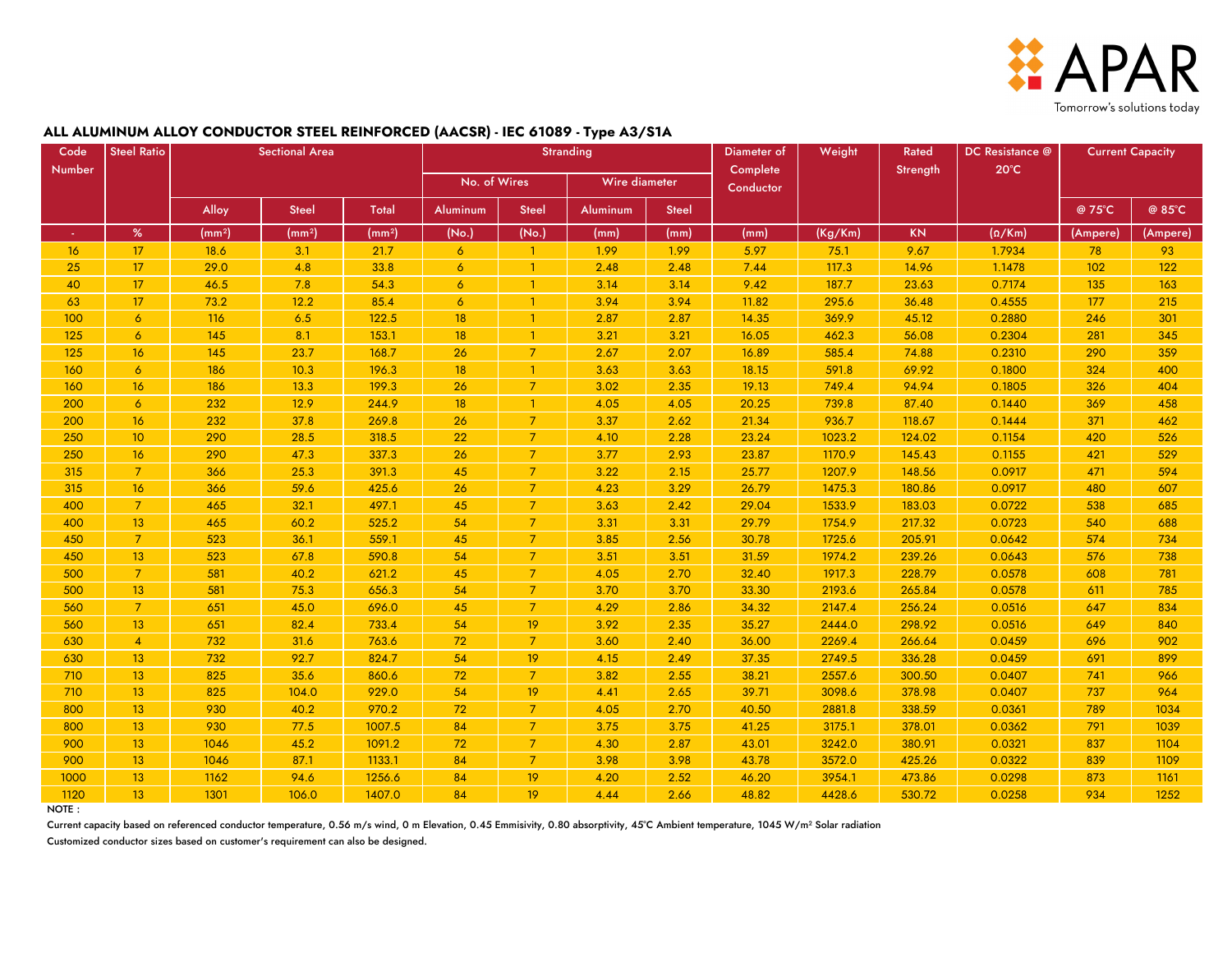## ALL ALUMINUM ALLOY CONDUCTOR STEEL REINFORCED (AACSR) - IEC 61089 - Type A3/S1A

| Code Number | Steel Ratio | Sectional Area | | | Stranding | | | | Diameter of Complete Conductor | Weight | Rated Strength | DC Resistance @ 20°C | Current Capacity | |
|---|---|---|---|---|---|---|---|---|---|---|---|---|---|---|
| | | | | | No. of Wires | | Wire diameter | | | | | | | |
| | | Alloy | Steel | Total | Aluminum | Steel | Aluminum | Steel | | | | | @ 75°C | @ 85°C |
| - | % | (mm²) | (mm²) | (mm²) | (No.) | (No.) | (mm) | (mm) | (mm) | (Kg/Km) | KN | (Ω/Km) | (Ampere) | (Ampere) |
| 16 | 17 | 18.6 | 3.1 | 21.7 | 6 | 1 | 1.99 | 1.99 | 5.97 | 75.1 | 9.67 | 1.7934 | 78 | 93 |
| 25 | 17 | 29.0 | 4.8 | 33.8 | 6 | 1 | 2.48 | 2.48 | 7.44 | 117.3 | 14.96 | 1.1478 | 102 | 122 |
| 40 | 17 | 46.5 | 7.8 | 54.3 | 6 | 1 | 3.14 | 3.14 | 9.42 | 187.7 | 23.63 | 0.7174 | 135 | 163 |
| 63 | 17 | 73.2 | 12.2 | 85.4 | 6 | 1 | 3.94 | 3.94 | 11.82 | 295.6 | 36.48 | 0.4555 | 177 | 215 |
| 100 | 6 | 116 | 6.5 | 122.5 | 18 | 1 | 2.87 | 2.87 | 14.35 | 369.9 | 45.12 | 0.2880 | 246 | 301 |
| 125 | 6 | 145 | 8.1 | 153.1 | 18 | 1 | 3.21 | 3.21 | 16.05 | 462.3 | 56.08 | 0.2304 | 281 | 345 |
| 125 | 16 | 145 | 23.7 | 168.7 | 26 | 7 | 2.67 | 2.07 | 16.89 | 585.4 | 74.88 | 0.2310 | 290 | 359 |
| 160 | 6 | 186 | 10.3 | 196.3 | 18 | 1 | 3.63 | 3.63 | 18.15 | 591.8 | 69.92 | 0.1800 | 324 | 400 |
| 160 | 16 | 186 | 13.3 | 199.3 | 26 | 7 | 3.02 | 2.35 | 19.13 | 749.4 | 94.94 | 0.1805 | 326 | 404 |
| 200 | 6 | 232 | 12.9 | 244.9 | 18 | 1 | 4.05 | 4.05 | 20.25 | 739.8 | 87.40 | 0.1440 | 369 | 458 |
| 200 | 16 | 232 | 37.8 | 269.8 | 26 | 7 | 3.37 | 2.62 | 21.34 | 936.7 | 118.67 | 0.1444 | 371 | 462 |
| 250 | 10 | 290 | 28.5 | 318.5 | 22 | 7 | 4.10 | 2.28 | 23.24 | 1023.2 | 124.02 | 0.1154 | 420 | 526 |
| 250 | 16 | 290 | 47.3 | 337.3 | 26 | 7 | 3.77 | 2.93 | 23.87 | 1170.9 | 145.43 | 0.1155 | 421 | 529 |
| 315 | 7 | 366 | 25.3 | 391.3 | 45 | 7 | 3.22 | 2.15 | 25.77 | 1207.9 | 148.56 | 0.0917 | 471 | 594 |
| 315 | 16 | 366 | 59.6 | 425.6 | 26 | 7 | 4.23 | 3.29 | 26.79 | 1475.3 | 180.86 | 0.0917 | 480 | 607 |
| 400 | 7 | 465 | 32.1 | 497.1 | 45 | 7 | 3.63 | 2.42 | 29.04 | 1533.9 | 183.03 | 0.0722 | 538 | 685 |
| 400 | 13 | 465 | 60.2 | 525.2 | 54 | 7 | 3.31 | 3.31 | 29.79 | 1754.9 | 217.32 | 0.0723 | 540 | 688 |
| 450 | 7 | 523 | 36.1 | 559.1 | 45 | 7 | 3.85 | 2.56 | 30.78 | 1725.6 | 205.91 | 0.0642 | 574 | 734 |
| 450 | 13 | 523 | 67.8 | 590.8 | 54 | 7 | 3.51 | 3.51 | 31.59 | 1974.2 | 239.26 | 0.0643 | 576 | 738 |
| 500 | 7 | 581 | 40.2 | 621.2 | 45 | 7 | 4.05 | 2.70 | 32.40 | 1917.3 | 228.79 | 0.0578 | 608 | 781 |
| 500 | 13 | 581 | 75.3 | 656.3 | 54 | 7 | 3.70 | 3.70 | 33.30 | 2193.6 | 265.84 | 0.0578 | 611 | 785 |
| 560 | 7 | 651 | 45.0 | 696.0 | 45 | 7 | 4.29 | 2.86 | 34.32 | 2147.4 | 256.24 | 0.0516 | 647 | 834 |
| 560 | 13 | 651 | 82.4 | 733.4 | 54 | 19 | 3.92 | 2.35 | 35.27 | 2444.0 | 298.92 | 0.0516 | 649 | 840 |
| 630 | 4 | 732 | 31.6 | 763.6 | 72 | 7 | 3.60 | 2.40 | 36.00 | 2269.4 | 266.64 | 0.0459 | 696 | 902 |
| 630 | 13 | 732 | 92.7 | 824.7 | 54 | 19 | 4.15 | 2.49 | 37.35 | 2749.5 | 336.28 | 0.0459 | 691 | 899 |
| 710 | 13 | 825 | 35.6 | 860.6 | 72 | 7 | 3.82 | 2.55 | 38.21 | 2557.6 | 300.50 | 0.0407 | 741 | 966 |
| 710 | 13 | 825 | 104.0 | 929.0 | 54 | 19 | 4.41 | 2.65 | 39.71 | 3098.6 | 378.98 | 0.0407 | 737 | 964 |
| 800 | 13 | 930 | 40.2 | 970.2 | 72 | 7 | 4.05 | 2.70 | 40.50 | 2881.8 | 338.59 | 0.0361 | 789 | 1034 |
| 800 | 13 | 930 | 77.5 | 1007.5 | 84 | 7 | 3.75 | 3.75 | 41.25 | 3175.1 | 378.01 | 0.0362 | 791 | 1039 |
| 900 | 13 | 1046 | 45.2 | 1091.2 | 72 | 7 | 4.30 | 2.87 | 43.01 | 3242.0 | 380.91 | 0.0321 | 837 | 1104 |
| 900 | 13 | 1046 | 87.1 | 1133.1 | 84 | 7 | 3.98 | 3.98 | 43.78 | 3572.0 | 425.26 | 0.0322 | 839 | 1109 |
| 1000 | 13 | 1162 | 94.6 | 1256.6 | 84 | 19 | 4.20 | 2.52 | 46.20 | 3954.1 | 473.86 | 0.0298 | 873 | 1161 |
| 1120 | 13 | 1301 | 106.0 | 1407.0 | 84 | 19 | 4.44 | 2.66 | 48.82 | 4428.6 | 530.72 | 0.0258 | 934 | 1252 |

NOTE :

Current capacity based on referenced conductor temperature, 0.56 m/s wind, 0 m Elevation, 0.45 Emmisivity, 0.80 absorptivity, 45°C Ambient temperature, 1045 W/m² Solar radiation

Customized conductor sizes based on customer's requirement can also be designed.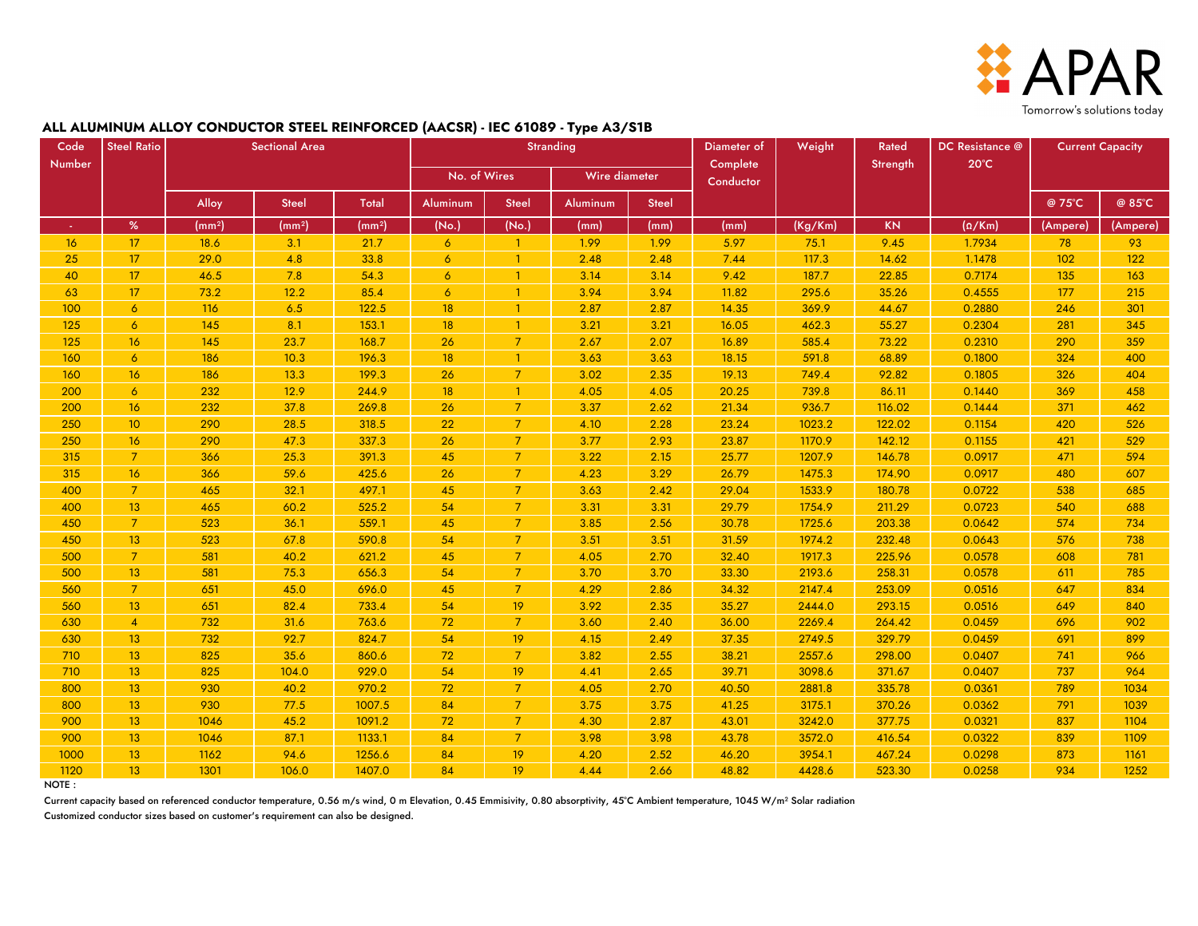## ALL ALUMINUM ALLOY CONDUCTOR STEEL REINFORCED (AACSR) - IEC 61089 - Type A3/S1B

| Code Number | Steel Ratio | Sectional Area | | | Stranding | | | | Diameter of Complete Conductor | Weight | Rated Strength | DC Resistance @ 20°C | Current Capacity | |
|---|---|---|---|---|---|---|---|---|---|---|---|---|---|---|
| | | | | | No. of Wires | | Wire diameter | | | | | | | |
| | | Alloy | Steel | Total | Aluminum | Steel | Aluminum | Steel | | | | | @ 75°C | @ 85°C |
| - | % | (mm²) | (mm²) | (mm²) | (No.) | (No.) | (mm) | (mm) | (mm) | (Kg/Km) | KN | (Ω/Km) | (Ampere) | (Ampere) |
| 16 | 17 | 18.6 | 3.1 | 21.7 | 6 | 1 | 1.99 | 1.99 | 5.97 | 75.1 | 9.45 | 1.7934 | 78 | 93 |
| 25 | 17 | 29.0 | 4.8 | 33.8 | 6 | 1 | 2.48 | 2.48 | 7.44 | 117.3 | 14.62 | 1.1478 | 102 | 122 |
| 40 | 17 | 46.5 | 7.8 | 54.3 | 6 | 1 | 3.14 | 3.14 | 9.42 | 187.7 | 22.85 | 0.7174 | 135 | 163 |
| 63 | 17 | 73.2 | 12.2 | 85.4 | 6 | 1 | 3.94 | 3.94 | 11.82 | 295.6 | 35.26 | 0.4555 | 177 | 215 |
| 100 | 6 | 116 | 6.5 | 122.5 | 18 | 1 | 2.87 | 2.87 | 14.35 | 369.9 | 44.67 | 0.2880 | 246 | 301 |
| 125 | 6 | 145 | 8.1 | 153.1 | 18 | 1 | 3.21 | 3.21 | 16.05 | 462.3 | 55.27 | 0.2304 | 281 | 345 |
| 125 | 16 | 145 | 23.7 | 168.7 | 26 | 7 | 2.67 | 2.07 | 16.89 | 585.4 | 73.22 | 0.2310 | 290 | 359 |
| 160 | 6 | 186 | 10.3 | 196.3 | 18 | 1 | 3.63 | 3.63 | 18.15 | 591.8 | 68.89 | 0.1800 | 324 | 400 |
| 160 | 16 | 186 | 13.3 | 199.3 | 26 | 7 | 3.02 | 2.35 | 19.13 | 749.4 | 92.82 | 0.1805 | 326 | 404 |
| 200 | 6 | 232 | 12.9 | 244.9 | 18 | 1 | 4.05 | 4.05 | 20.25 | 739.8 | 86.11 | 0.1440 | 369 | 458 |
| 200 | 16 | 232 | 37.8 | 269.8 | 26 | 7 | 3.37 | 2.62 | 21.34 | 936.7 | 116.02 | 0.1444 | 371 | 462 |
| 250 | 10 | 290 | 28.5 | 318.5 | 22 | 7 | 4.10 | 2.28 | 23.24 | 1023.2 | 122.02 | 0.1154 | 420 | 526 |
| 250 | 16 | 290 | 47.3 | 337.3 | 26 | 7 | 3.77 | 2.93 | 23.87 | 1170.9 | 142.12 | 0.1155 | 421 | 529 |
| 315 | 7 | 366 | 25.3 | 391.3 | 45 | 7 | 3.22 | 2.15 | 25.77 | 1207.9 | 146.78 | 0.0917 | 471 | 594 |
| 315 | 16 | 366 | 59.6 | 425.6 | 26 | 7 | 4.23 | 3.29 | 26.79 | 1475.3 | 174.90 | 0.0917 | 480 | 607 |
| 400 | 7 | 465 | 32.1 | 497.1 | 45 | 7 | 3.63 | 2.42 | 29.04 | 1533.9 | 180.78 | 0.0722 | 538 | 685 |
| 400 | 13 | 465 | 60.2 | 525.2 | 54 | 7 | 3.31 | 3.31 | 29.79 | 1754.9 | 211.29 | 0.0723 | 540 | 688 |
| 450 | 7 | 523 | 36.1 | 559.1 | 45 | 7 | 3.85 | 2.56 | 30.78 | 1725.6 | 203.38 | 0.0642 | 574 | 734 |
| 450 | 13 | 523 | 67.8 | 590.8 | 54 | 7 | 3.51 | 3.51 | 31.59 | 1974.2 | 232.48 | 0.0643 | 576 | 738 |
| 500 | 7 | 581 | 40.2 | 621.2 | 45 | 7 | 4.05 | 2.70 | 32.40 | 1917.3 | 225.96 | 0.0578 | 608 | 781 |
| 500 | 13 | 581 | 75.3 | 656.3 | 54 | 7 | 3.70 | 3.70 | 33.30 | 2193.6 | 258.31 | 0.0578 | 611 | 785 |
| 560 | 7 | 651 | 45.0 | 696.0 | 45 | 7 | 4.29 | 2.86 | 34.32 | 2147.4 | 253.09 | 0.0516 | 647 | 834 |
| 560 | 13 | 651 | 82.4 | 733.4 | 54 | 19 | 3.92 | 2.35 | 35.27 | 2444.0 | 293.15 | 0.0516 | 649 | 840 |
| 630 | 4 | 732 | 31.6 | 763.6 | 72 | 7 | 3.60 | 2.40 | 36.00 | 2269.4 | 264.42 | 0.0459 | 696 | 902 |
| 630 | 13 | 732 | 92.7 | 824.7 | 54 | 19 | 4.15 | 2.49 | 37.35 | 2749.5 | 329.79 | 0.0459 | 691 | 899 |
| 710 | 13 | 825 | 35.6 | 860.6 | 72 | 7 | 3.82 | 2.55 | 38.21 | 2557.6 | 298.00 | 0.0407 | 741 | 966 |
| 710 | 13 | 825 | 104.0 | 929.0 | 54 | 19 | 4.41 | 2.65 | 39.71 | 3098.6 | 371.67 | 0.0407 | 737 | 964 |
| 800 | 13 | 930 | 40.2 | 970.2 | 72 | 7 | 4.05 | 2.70 | 40.50 | 2881.8 | 335.78 | 0.0361 | 789 | 1034 |
| 800 | 13 | 930 | 77.5 | 1007.5 | 84 | 7 | 3.75 | 3.75 | 41.25 | 3175.1 | 370.26 | 0.0362 | 791 | 1039 |
| 900 | 13 | 1046 | 45.2 | 1091.2 | 72 | 7 | 4.30 | 2.87 | 43.01 | 3242.0 | 377.75 | 0.0321 | 837 | 1104 |
| 900 | 13 | 1046 | 87.1 | 1133.1 | 84 | 7 | 3.98 | 3.98 | 43.78 | 3572.0 | 416.54 | 0.0322 | 839 | 1109 |
| 1000 | 13 | 1162 | 94.6 | 1256.6 | 84 | 19 | 4.20 | 2.52 | 46.20 | 3954.1 | 467.24 | 0.0298 | 873 | 1161 |
| 1120 | 13 | 1301 | 106.0 | 1407.0 | 84 | 19 | 4.44 | 2.66 | 48.82 | 4428.6 | 523.30 | 0.0258 | 934 | 1252 |

NOTE :

Current capacity based on referenced conductor temperature, 0.56 m/s wind, 0 m Elevation, 0.45 Emmisivity, 0.80 absorptivity, 45°C Ambient temperature, 1045 W/m² Solar radiation

Customized conductor sizes based on customer's requirement can also be designed.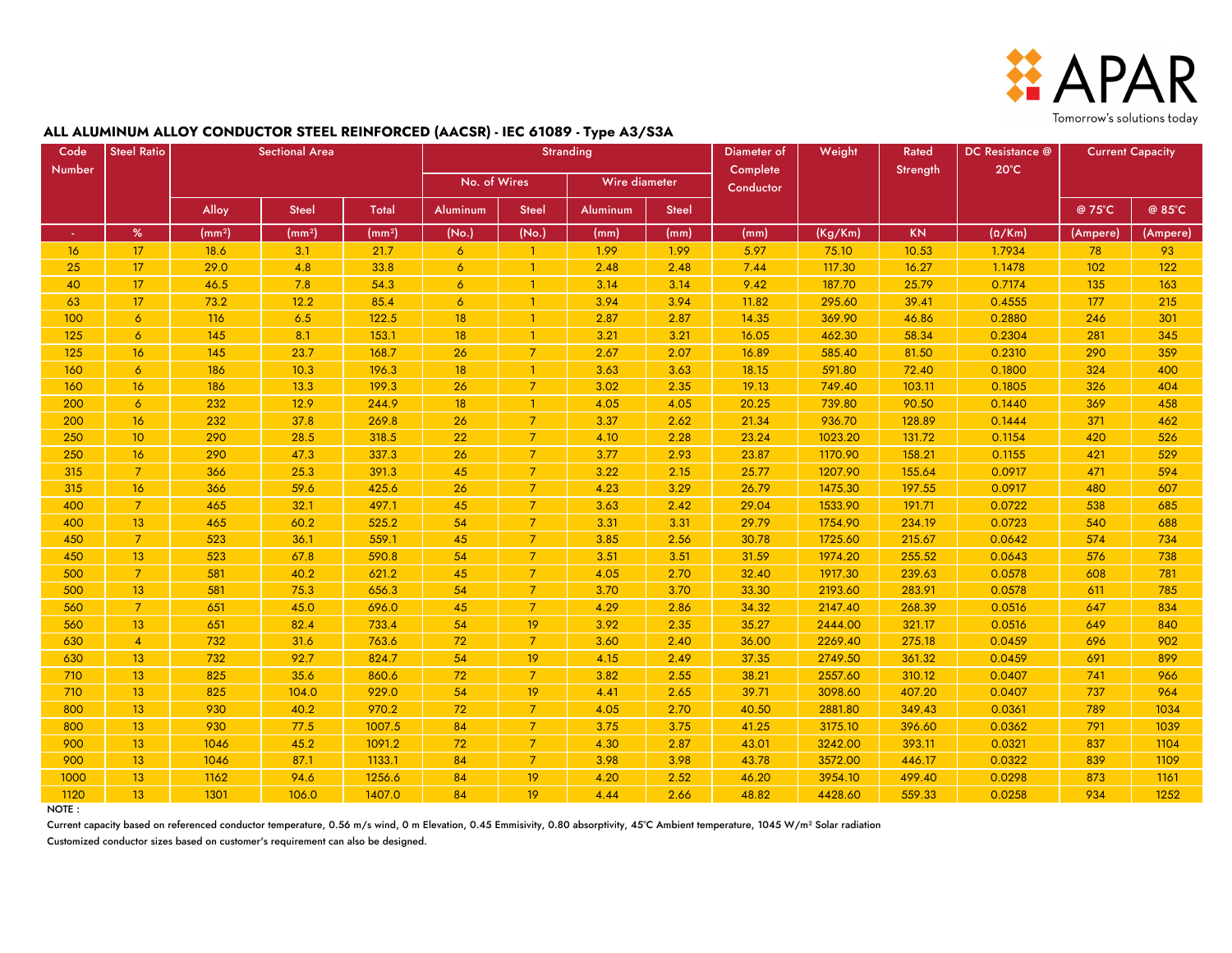APAR

Tomorrow's solutions today

## ALL ALUMINUM ALLOY CONDUCTOR STEEL REINFORCED (AACSR) - IEC 61089 - Type A3/S3A

| Code Number | Steel Ratio | Sectional Area | | | Stranding | | | | Diameter of Complete Conductor | Weight | Rated Strength | DC Resistance @ 20°C | Current Capacity | |
|---|---|---|---|---|---|---|---|---|---|---|---|---|---|---|
| | | | | | No. of Wires | | Wire diameter | | | | | | | |
| | | Alloy | Steel | Total | Aluminum | Steel | Aluminum | Steel | | | | | @ 75°C | @ 85°C |
| - | % | (mm²) | (mm²) | (mm²) | (No.) | (No.) | (mm) | (mm) | (mm) | (Kg/Km) | KN | (Ω/Km) | (Ampere) | (Ampere) |
| 16 | 17 | 18.6 | 3.1 | 21.7 | 6 | 1 | 1.99 | 1.99 | 5.97 | 75.10 | 10.53 | 1.7934 | 78 | 93 |
| 25 | 17 | 29.0 | 4.8 | 33.8 | 6 | 1 | 2.48 | 2.48 | 7.44 | 117.30 | 16.27 | 1.1478 | 102 | 122 |
| 40 | 17 | 46.5 | 7.8 | 54.3 | 6 | 1 | 3.14 | 3.14 | 9.42 | 187.70 | 25.79 | 0.7174 | 135 | 163 |
| 63 | 17 | 73.2 | 12.2 | 85.4 | 6 | 1 | 3.94 | 3.94 | 11.82 | 295.60 | 39.41 | 0.4555 | 177 | 215 |
| 100 | 6 | 116 | 6.5 | 122.5 | 18 | 1 | 2.87 | 2.87 | 14.35 | 369.90 | 46.86 | 0.2880 | 246 | 301 |
| 125 | 6 | 145 | 8.1 | 153.1 | 18 | 1 | 3.21 | 3.21 | 16.05 | 462.30 | 58.34 | 0.2304 | 281 | 345 |
| 125 | 16 | 145 | 23.7 | 168.7 | 26 | 7 | 2.67 | 2.07 | 16.89 | 585.40 | 81.50 | 0.2310 | 290 | 359 |
| 160 | 6 | 186 | 10.3 | 196.3 | 18 | 1 | 3.63 | 3.63 | 18.15 | 591.80 | 72.40 | 0.1800 | 324 | 400 |
| 160 | 16 | 186 | 13.3 | 199.3 | 26 | 7 | 3.02 | 2.35 | 19.13 | 749.40 | 103.11 | 0.1805 | 326 | 404 |
| 200 | 6 | 232 | 12.9 | 244.9 | 18 | 1 | 4.05 | 4.05 | 20.25 | 739.80 | 90.50 | 0.1440 | 369 | 458 |
| 200 | 16 | 232 | 37.8 | 269.8 | 26 | 7 | 3.37 | 2.62 | 21.34 | 936.70 | 128.89 | 0.1444 | 371 | 462 |
| 250 | 10 | 290 | 28.5 | 318.5 | 22 | 7 | 4.10 | 2.28 | 23.24 | 1023.20 | 131.72 | 0.1154 | 420 | 526 |
| 250 | 16 | 290 | 47.3 | 337.3 | 26 | 7 | 3.77 | 2.93 | 23.87 | 1170.90 | 158.21 | 0.1155 | 421 | 529 |
| 315 | 7 | 366 | 25.3 | 391.3 | 45 | 7 | 3.22 | 2.15 | 25.77 | 1207.90 | 155.64 | 0.0917 | 471 | 594 |
| 315 | 16 | 366 | 59.6 | 425.6 | 26 | 7 | 4.23 | 3.29 | 26.79 | 1475.30 | 197.55 | 0.0917 | 480 | 607 |
| 400 | 7 | 465 | 32.1 | 497.1 | 45 | 7 | 3.63 | 2.42 | 29.04 | 1533.90 | 191.71 | 0.0722 | 538 | 685 |
| 400 | 13 | 465 | 60.2 | 525.2 | 54 | 7 | 3.31 | 3.31 | 29.79 | 1754.90 | 234.19 | 0.0723 | 540 | 688 |
| 450 | 7 | 523 | 36.1 | 559.1 | 45 | 7 | 3.85 | 2.56 | 30.78 | 1725.60 | 215.67 | 0.0642 | 574 | 734 |
| 450 | 13 | 523 | 67.8 | 590.8 | 54 | 7 | 3.51 | 3.51 | 31.59 | 1974.20 | 255.52 | 0.0643 | 576 | 738 |
| 500 | 7 | 581 | 40.2 | 621.2 | 45 | 7 | 4.05 | 2.70 | 32.40 | 1917.30 | 239.63 | 0.0578 | 608 | 781 |
| 500 | 13 | 581 | 75.3 | 656.3 | 54 | 7 | 3.70 | 3.70 | 33.30 | 2193.60 | 283.91 | 0.0578 | 611 | 785 |
| 560 | 7 | 651 | 45.0 | 696.0 | 45 | 7 | 4.29 | 2.86 | 34.32 | 2147.40 | 268.39 | 0.0516 | 647 | 834 |
| 560 | 13 | 651 | 82.4 | 733.4 | 54 | 19 | 3.92 | 2.35 | 35.27 | 2444.00 | 321.17 | 0.0516 | 649 | 840 |
| 630 | 4 | 732 | 31.6 | 763.6 | 72 | 7 | 3.60 | 2.40 | 36.00 | 2269.40 | 275.18 | 0.0459 | 696 | 902 |
| 630 | 13 | 732 | 92.7 | 824.7 | 54 | 19 | 4.15 | 2.49 | 37.35 | 2749.50 | 361.32 | 0.0459 | 691 | 899 |
| 710 | 13 | 825 | 35.6 | 860.6 | 72 | 7 | 3.82 | 2.55 | 38.21 | 2557.60 | 310.12 | 0.0407 | 741 | 966 |
| 710 | 13 | 825 | 104.0 | 929.0 | 54 | 19 | 4.41 | 2.65 | 39.71 | 3098.60 | 407.20 | 0.0407 | 737 | 964 |
| 800 | 13 | 930 | 40.2 | 970.2 | 72 | 7 | 4.05 | 2.70 | 40.50 | 2881.80 | 349.43 | 0.0361 | 789 | 1034 |
| 800 | 13 | 930 | 77.5 | 1007.5 | 84 | 7 | 3.75 | 3.75 | 41.25 | 3175.10 | 396.60 | 0.0362 | 791 | 1039 |
| 900 | 13 | 1046 | 45.2 | 1091.2 | 72 | 7 | 4.30 | 2.87 | 43.01 | 3242.00 | 393.11 | 0.0321 | 837 | 1104 |
| 900 | 13 | 1046 | 87.1 | 1133.1 | 84 | 7 | 3.98 | 3.98 | 43.78 | 3572.00 | 446.17 | 0.0322 | 839 | 1109 |
| 1000 | 13 | 1162 | 94.6 | 1256.6 | 84 | 19 | 4.20 | 2.52 | 46.20 | 3954.10 | 499.40 | 0.0298 | 873 | 1161 |
| 1120 | 13 | 1301 | 106.0 | 1407.0 | 84 | 19 | 4.44 | 2.66 | 48.82 | 4428.60 | 559.33 | 0.0258 | 934 | 1252 |

NOTE :

Current capacity based on referenced conductor temperature, 0.56 m/s wind, 0 m Elevation, 0.45 Emmisivity, 0.80 absorptivity, 45°C Ambient temperature, 1045 W/m² Solar radiation

Customized conductor sizes based on customer's requirement can also be designed.